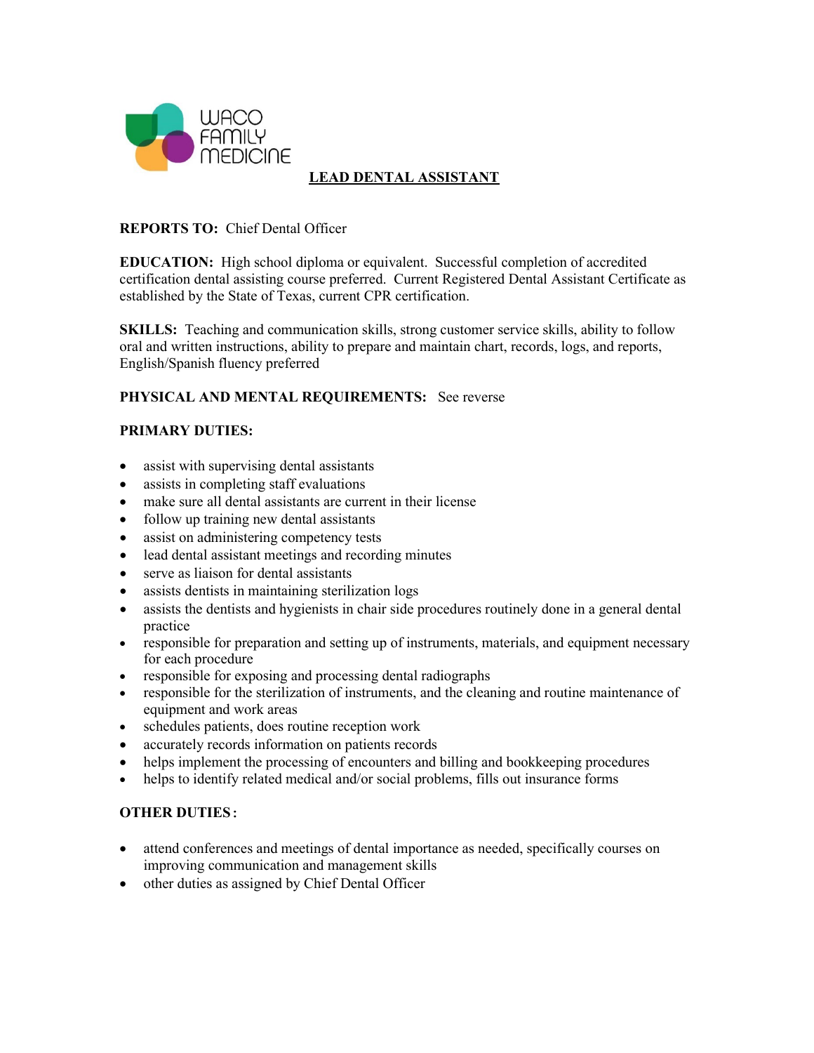WACO FAMILY MEDICINE

# LEAD DENTAL ASSISTANT

**REPORTS TO:** Chief Dental Officer

**EDUCATION:** High school diploma or equivalent. Successful completion of accredited certification dental assisting course preferred. Current Registered Dental Assistant Certificate as established by the State of Texas, current CPR certification.

**SKILLS:** Teaching and communication skills, strong customer service skills, ability to follow oral and written instructions, ability to prepare and maintain chart, records, logs, and reports, English/Spanish fluency preferred

**PHYSICAL AND MENTAL REQUIREMENTS:** See reverse

**PRIMARY DUTIES:**

- assist with supervising dental assistants
- assists in completing staff evaluations
- make sure all dental assistants are current in their license
- follow up training new dental assistants
- assist on administering competency tests
- lead dental assistant meetings and recording minutes
- serve as liaison for dental assistants
- assists dentists in maintaining sterilization logs
- assists the dentists and hygienists in chair side procedures routinely done in a general dental practice
- responsible for preparation and setting up of instruments, materials, and equipment necessary for each procedure
- responsible for exposing and processing dental radiographs
- responsible for the sterilization of instruments, and the cleaning and routine maintenance of equipment and work areas
- schedules patients, does routine reception work
- accurately records information on patients records
- helps implement the processing of encounters and billing and bookkeeping procedures
- helps to identify related medical and/or social problems, fills out insurance forms

**OTHER DUTIES:**

- attend conferences and meetings of dental importance as needed, specifically courses on improving communication and management skills
- other duties as assigned by Chief Dental Officer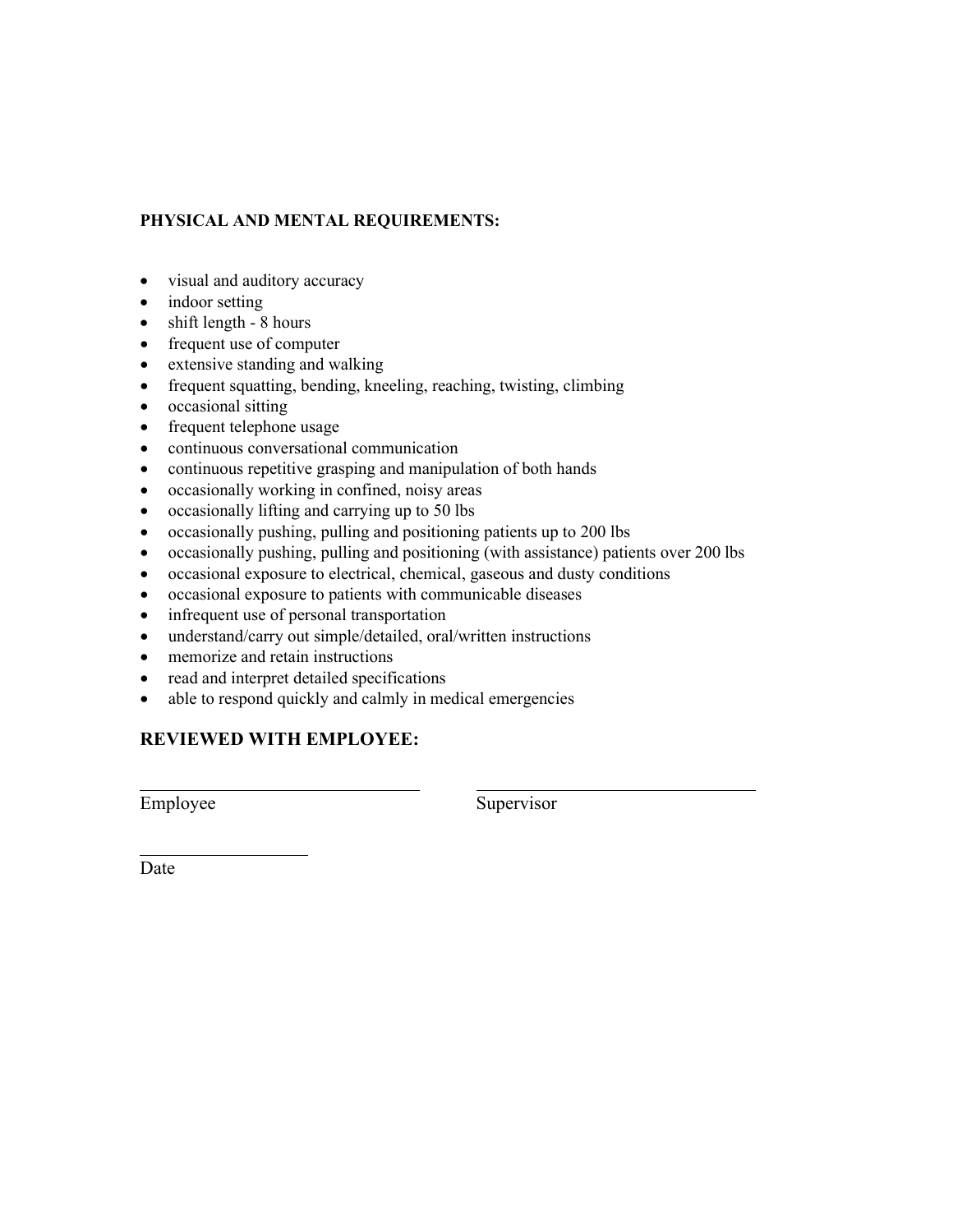**PHYSICAL AND MENTAL REQUIREMENTS:**

- visual and auditory accuracy
- indoor setting
- shift length - 8 hours
- frequent use of computer
- extensive standing and walking
- frequent squatting, bending, kneeling, reaching, twisting, climbing
- occasional sitting
- frequent telephone usage
- continuous conversational communication
- continuous repetitive grasping and manipulation of both hands
- occasionally working in confined, noisy areas
- occasionally lifting and carrying up to 50 lbs
- occasionally pushing, pulling and positioning patients up to 200 lbs
- occasionally pushing, pulling and positioning (with assistance) patients over 200 lbs
- occasional exposure to electrical, chemical, gaseous and dusty conditions
- occasional exposure to patients with communicable diseases
- infrequent use of personal transportation
- understand/carry out simple/detailed, oral/written instructions
- memorize and retain instructions
- read and interpret detailed specifications
- able to respond quickly and calmly in medical emergencies

**REVIEWED WITH EMPLOYEE:**

______________________________ ______________________________
Employee Supervisor

__________________
Date